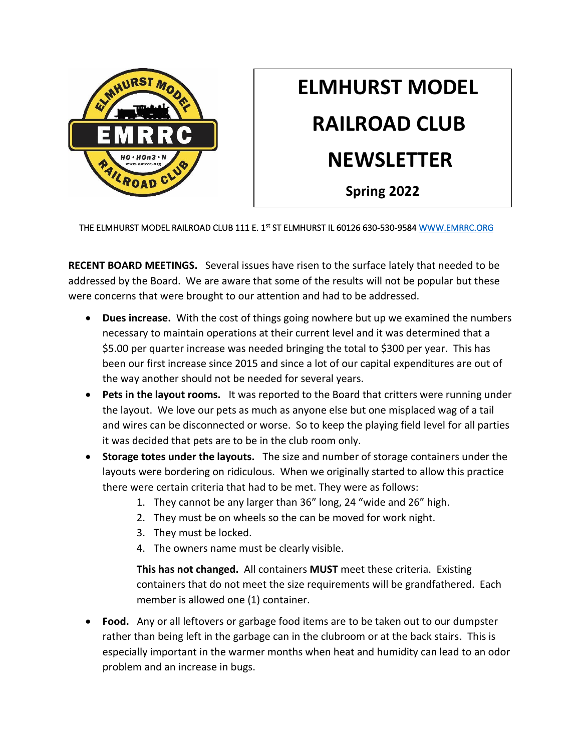# ELMHURST MODEL RAILROAD CLUB NEWSLETTER

**Spring 2022**

THE ELMHURST MODEL RAILROAD CLUB 111 E. 1st ST ELMHURST IL 60126 630-530-9584 WWW.EMRRC.ORG

**RECENT BOARD MEETINGS.** Several issues have risen to the surface lately that needed to be addressed by the Board. We are aware that some of the results will not be popular but these were concerns that were brought to our attention and had to be addressed.

- **Dues increase.** With the cost of things going nowhere but up we examined the numbers necessary to maintain operations at their current level and it was determined that a $5.00 per quarter increase was needed bringing the total to $300 per year. This has been our first increase since 2015 and since a lot of our capital expenditures are out of the way another should not be needed for several years.
- **Pets in the layout rooms.** It was reported to the Board that critters were running under the layout. We love our pets as much as anyone else but one misplaced wag of a tail and wires can be disconnected or worse. So to keep the playing field level for all parties it was decided that pets are to be in the club room only.
- **Storage totes under the layouts.** The size and number of storage containers under the layouts were bordering on ridiculous. When we originally started to allow this practice there were certain criteria that had to be met. They were as follows:
    1. They cannot be any larger than 36" long, 24 "wide and 26" high.
    2. They must be on wheels so the can be moved for work night.
    3. They must be locked.
    4. The owners name must be clearly visible.

  **This has not changed.** All containers **MUST** meet these criteria. Existing containers that do not meet the size requirements will be grandfathered. Each member is allowed one (1) container.

- **Food.** Any or all leftovers or garbage food items are to be taken out to our dumpster rather than being left in the garbage can in the clubroom or at the back stairs. This is especially important in the warmer months when heat and humidity can lead to an odor problem and an increase in bugs.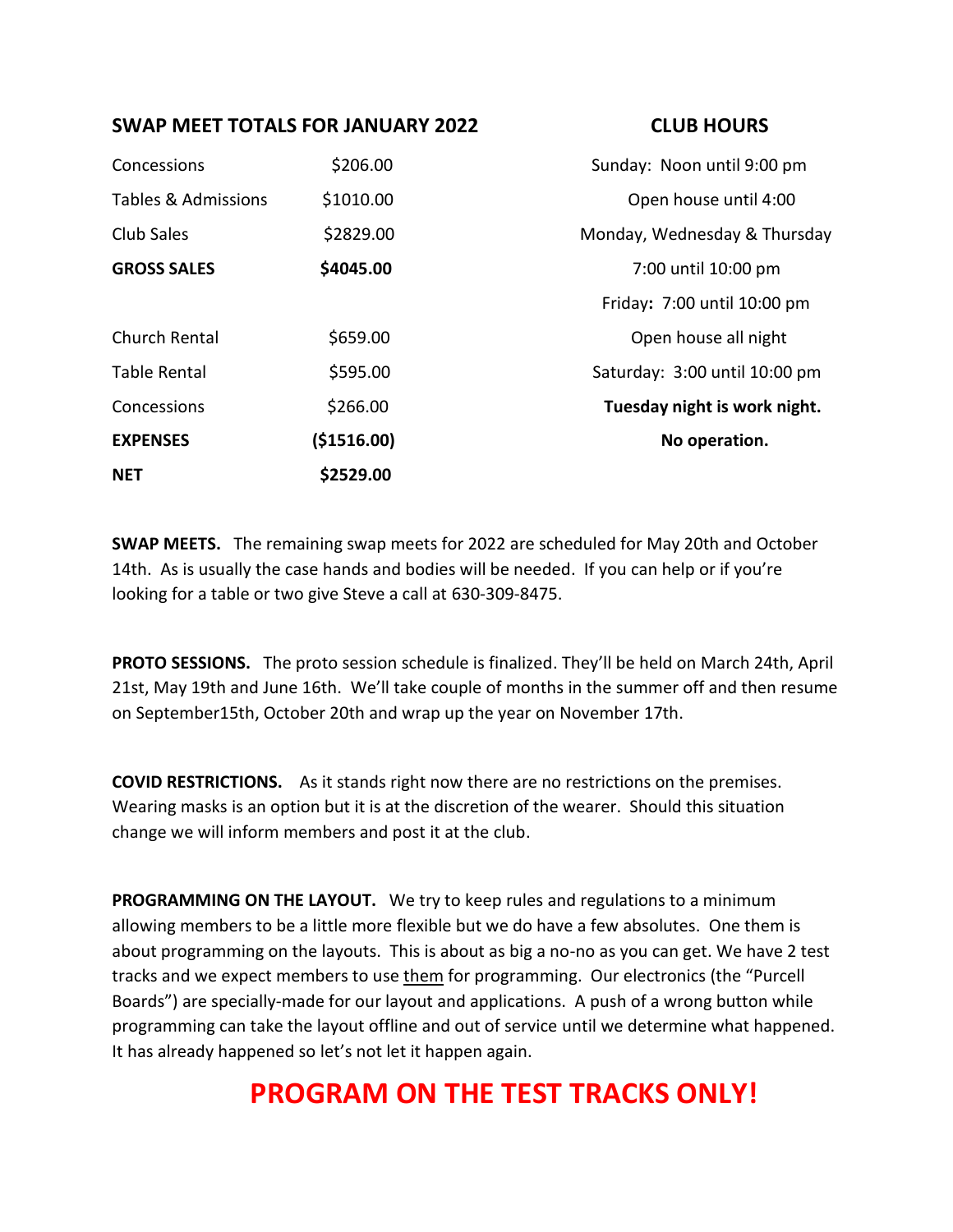## SWAP MEET TOTALS FOR JANUARY 2022

| | |
|---|---|
| Concessions | $206.00 |
| Tables & Admissions | $1010.00 |
| Club Sales | $2829.00 |
| **GROSS SALES** | **$4045.00** |
| | |
| Church Rental | $659.00 |
| Table Rental | $595.00 |
| Concessions | $266.00 |
| **EXPENSES** | **($1516.00)** |
| **NET** | **$2529.00** |

## CLUB HOURS

Sunday: Noon until 9:00 pm

Open house until 4:00

Monday, Wednesday & Thursday

7:00 until 10:00 pm

Friday**:** 7:00 until 10:00 pm

Open house all night

Saturday: 3:00 until 10:00 pm

**Tuesday night is work night.**

**No operation.**

**SWAP MEETS.** The remaining swap meets for 2022 are scheduled for May 20th and October 14th. As is usually the case hands and bodies will be needed. If you can help or if you're looking for a table or two give Steve a call at 630-309-8475.

**PROTO SESSIONS.** The proto session schedule is finalized. They'll be held on March 24th, April 21st, May 19th and June 16th. We'll take couple of months in the summer off and then resume on September15th, October 20th and wrap up the year on November 17th.

**COVID RESTRICTIONS.** As it stands right now there are no restrictions on the premises. Wearing masks is an option but it is at the discretion of the wearer. Should this situation change we will inform members and post it at the club.

**PROGRAMMING ON THE LAYOUT.** We try to keep rules and regulations to a minimum allowing members to be a little more flexible but we do have a few absolutes. One them is about programming on the layouts. This is about as big a no-no as you can get. We have 2 test tracks and we expect members to use them for programming. Our electronics (the "Purcell Boards") are specially-made for our layout and applications. A push of a wrong button while programming can take the layout offline and out of service until we determine what happened. It has already happened so let's not let it happen again.

# PROGRAM ON THE TEST TRACKS ONLY!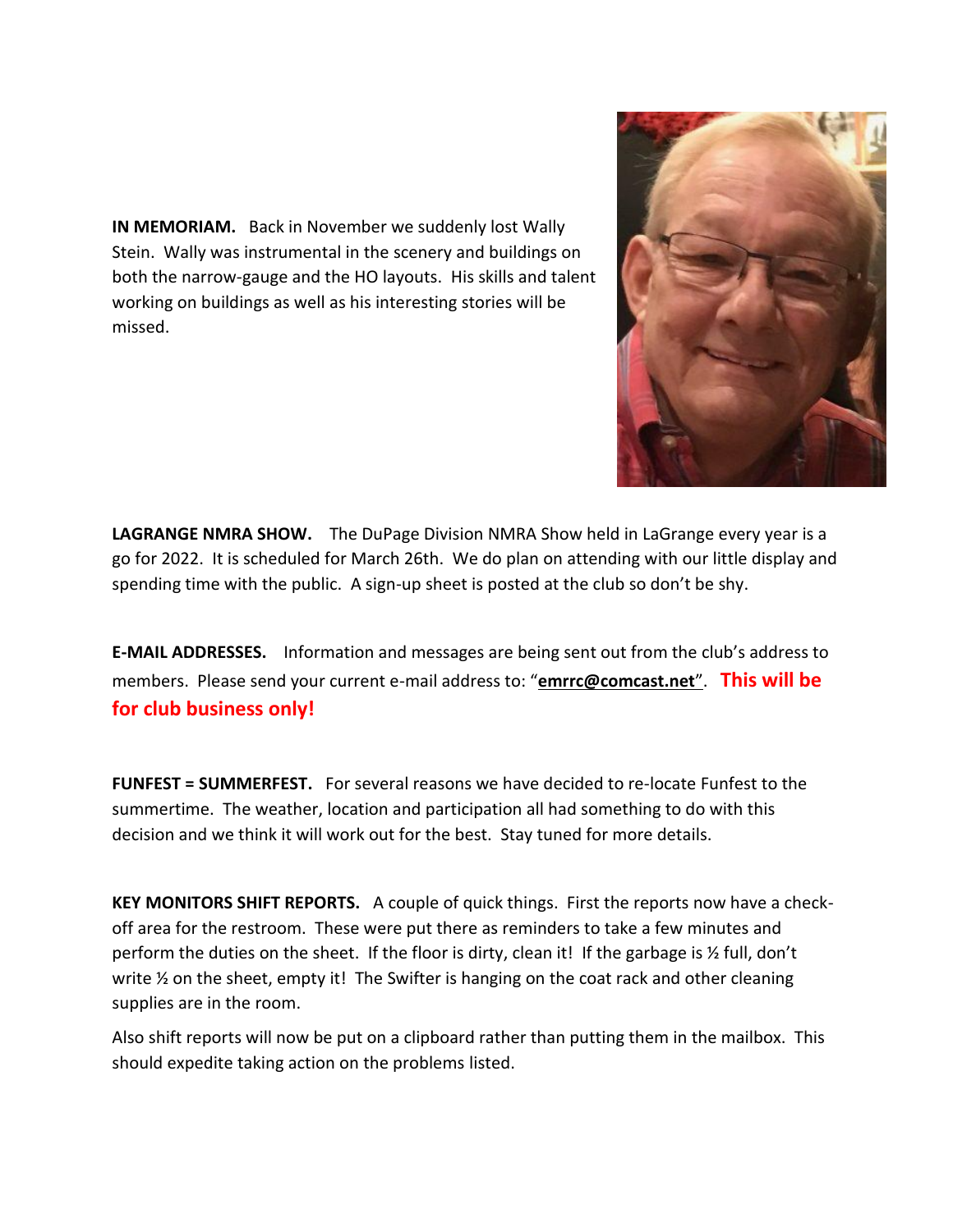**IN MEMORIAM.** Back in November we suddenly lost Wally Stein. Wally was instrumental in the scenery and buildings on both the narrow-gauge and the HO layouts. His skills and talent working on buildings as well as his interesting stories will be missed.

**LAGRANGE NMRA SHOW.** The DuPage Division NMRA Show held in LaGrange every year is a go for 2022. It is scheduled for March 26th. We do plan on attending with our little display and spending time with the public. A sign-up sheet is posted at the club so don't be shy.

**E-MAIL ADDRESSES.** Information and messages are being sent out from the club's address to members. Please send your current e-mail address to: "**emrrc@comcast.net**". **This will be for club business only!**

**FUNFEST = SUMMERFEST.** For several reasons we have decided to re-locate Funfest to the summertime. The weather, location and participation all had something to do with this decision and we think it will work out for the best. Stay tuned for more details.

**KEY MONITORS SHIFT REPORTS.** A couple of quick things. First the reports now have a check-off area for the restroom. These were put there as reminders to take a few minutes and perform the duties on the sheet. If the floor is dirty, clean it! If the garbage is ½ full, don't write ½ on the sheet, empty it! The Swifter is hanging on the coat rack and other cleaning supplies are in the room.

Also shift reports will now be put on a clipboard rather than putting them in the mailbox. This should expedite taking action on the problems listed.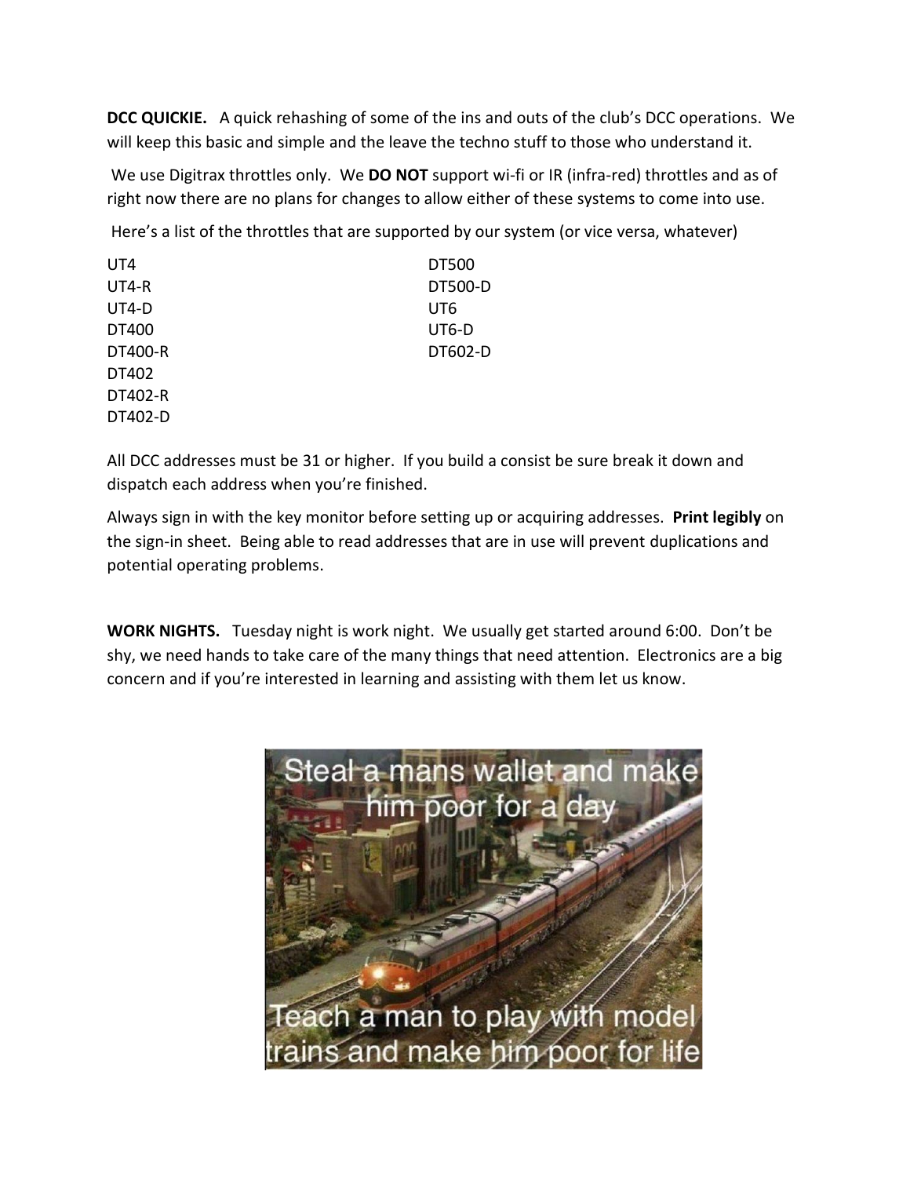**DCC QUICKIE.** A quick rehashing of some of the ins and outs of the club's DCC operations. We will keep this basic and simple and the leave the techno stuff to those who understand it.

We use Digitrax throttles only. We **DO NOT** support wi-fi or IR (infra-red) throttles and as of right now there are no plans for changes to allow either of these systems to come into use.

Here's a list of the throttles that are supported by our system (or vice versa, whatever)

UT4
UT4-R
UT4-D
DT400
DT400-R
DT402
DT402-R
DT402-D
DT500
DT500-D
UT6
UT6-D
DT602-D

All DCC addresses must be 31 or higher. If you build a consist be sure break it down and dispatch each address when you're finished.

Always sign in with the key monitor before setting up or acquiring addresses. **Print legibly** on the sign-in sheet. Being able to read addresses that are in use will prevent duplications and potential operating problems.

**WORK NIGHTS.** Tuesday night is work night. We usually get started around 6:00. Don't be shy, we need hands to take care of the many things that need attention. Electronics are a big concern and if you're interested in learning and assisting with them let us know.

Steal a mans wallet and make him poor for a day

Teach a man to play with model trains and make him poor for life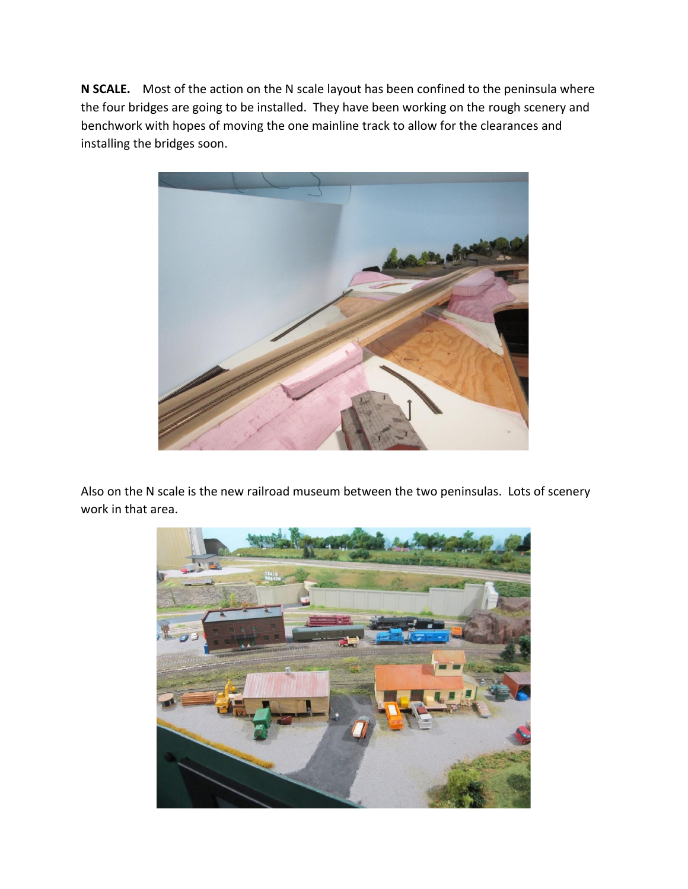**N SCALE.** Most of the action on the N scale layout has been confined to the peninsula where the four bridges are going to be installed. They have been working on the rough scenery and benchwork with hopes of moving the one mainline track to allow for the clearances and installing the bridges soon.

Also on the N scale is the new railroad museum between the two peninsulas. Lots of scenery work in that area.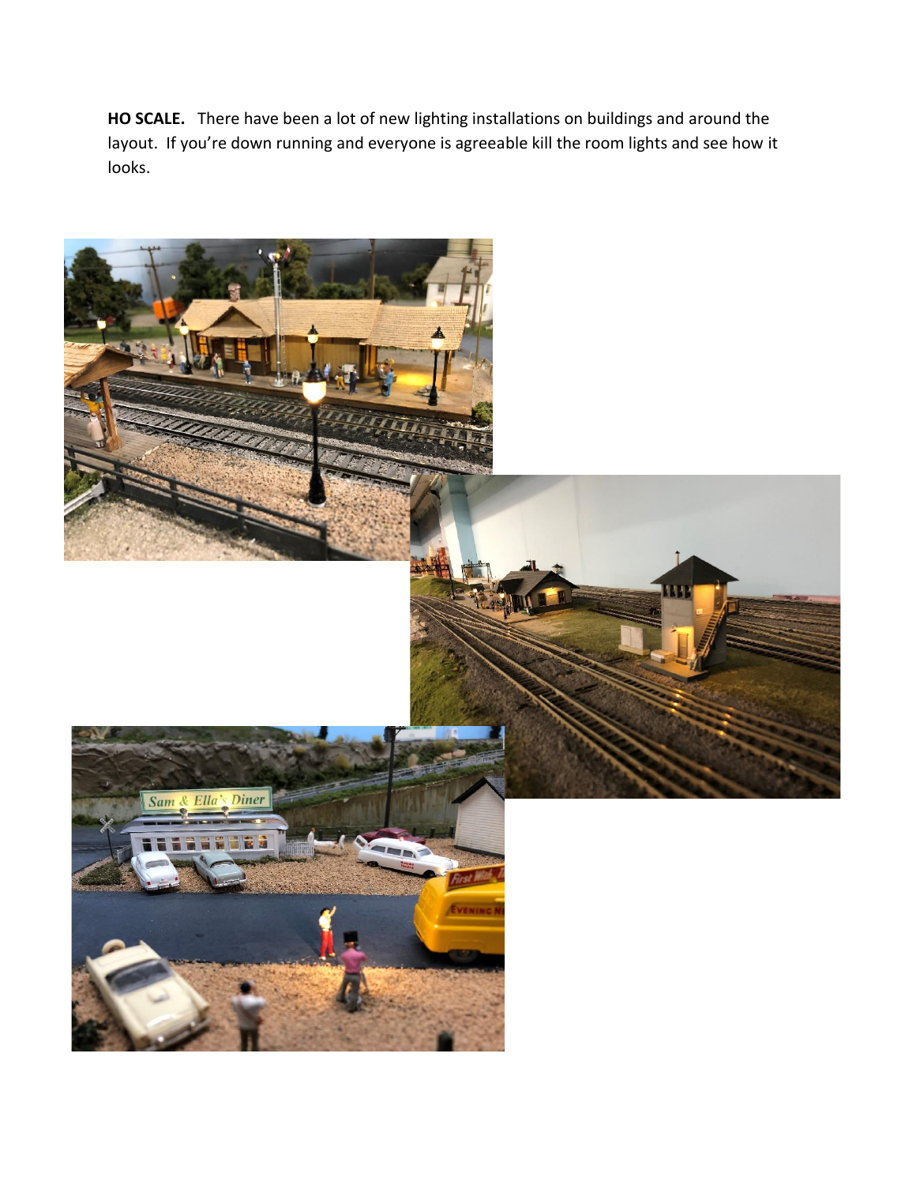**HO SCALE.** There have been a lot of new lighting installations on buildings and around the layout. If you're down running and everyone is agreeable kill the room lights and see how it looks.